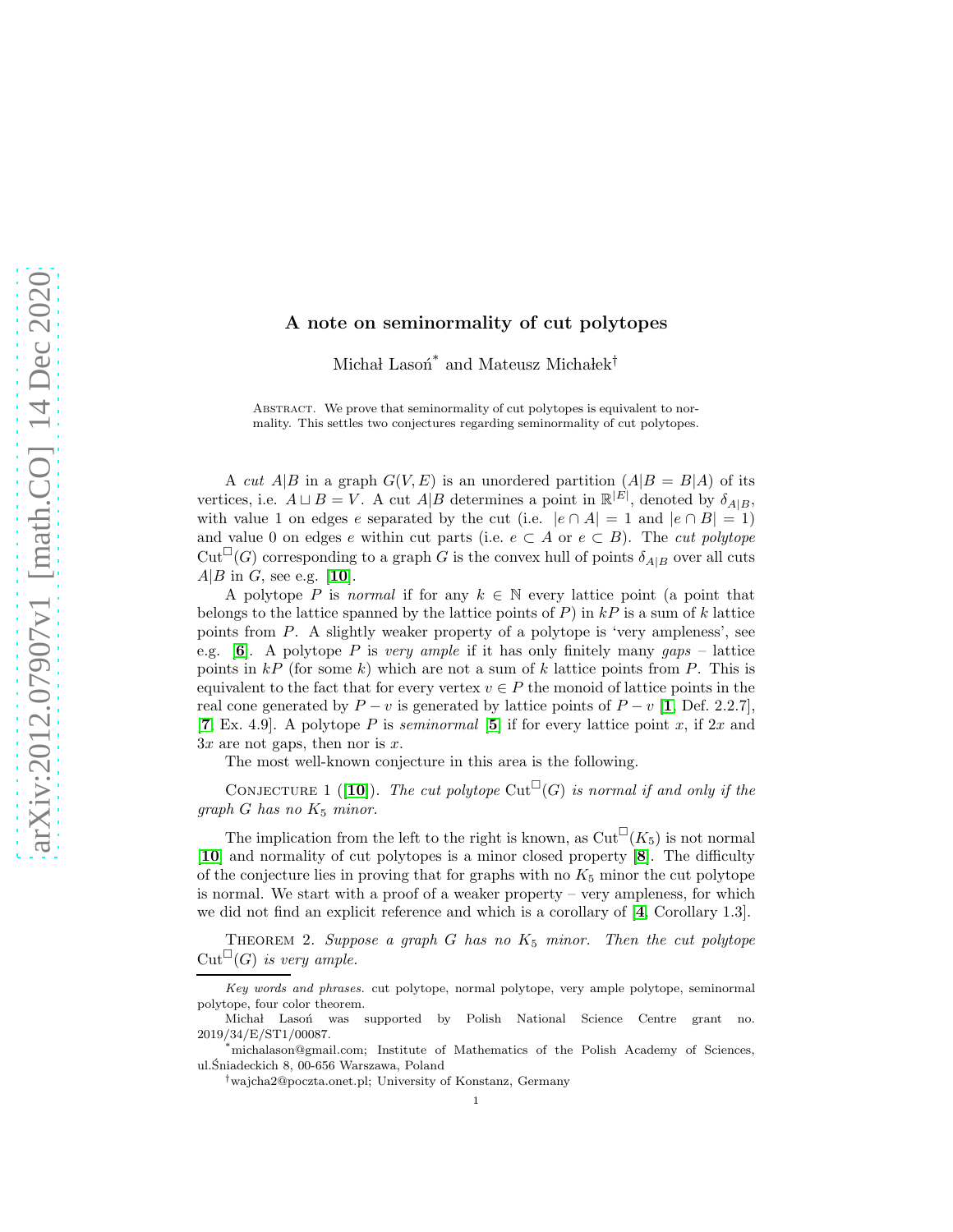# A note on seminormality of cut polytopes

Michał Lasoń* and Mateusz Michałek†

Abstract. We prove that seminormality of cut polytopes is equivalent to normality. This settles two conjectures regarding seminormality of cut polytopes.

A *cut* $A|B$ in a graph $G(V, E)$ is an unordered partition ($A|B = B|A$) of its vertices, i.e. $A \sqcup B = V$. A cut $A|B$ determines a point in $\mathbb{R}^{|E|}$, denoted by $\delta_{A|B}$, with value 1 on edges $e$ separated by the cut (i.e. $|e \cap A| = 1$ and $|e \cap B| = 1$) and value 0 on edges $e$ within cut parts (i.e. $e \subset A$ or $e \subset B$). The *cut polytope* $\mathrm{Cut}^{\square}(G)$ corresponding to a graph $G$ is the convex hull of points $\delta_{A|B}$ over all cuts $A|B$ in $G$, see e.g. [10].

A polytope $P$ is *normal* if for any $k \in \mathbb{N}$ every lattice point (a point that belongs to the lattice spanned by the lattice points of $P$) in $kP$ is a sum of $k$ lattice points from $P$. A slightly weaker property of a polytope is 'very ampleness', see e.g. [6]. A polytope $P$ is *very ample* if it has only finitely many *gaps* – lattice points in $kP$ (for some $k$) which are not a sum of $k$ lattice points from $P$. This is equivalent to the fact that for every vertex $v \in P$ the monoid of lattice points in the real cone generated by $P - v$ is generated by lattice points of $P - v$ [1, Def. 2.2.7], [7, Ex. 4.9]. A polytope $P$ is *seminormal* [5] if for every lattice point $x$, if $2x$ and $3x$ are not gaps, then nor is $x$.

The most well-known conjecture in this area is the following.

Conjecture 1 ([10]). *The cut polytope $\mathrm{Cut}^{\square}(G)$ is normal if and only if the graph $G$ has no $K_5$ minor.*

The implication from the left to the right is known, as $\mathrm{Cut}^{\square}(K_5)$ is not normal [10] and normality of cut polytopes is a minor closed property [8]. The difficulty of the conjecture lies in proving that for graphs with no $K_5$ minor the cut polytope is normal. We start with a proof of a weaker property – very ampleness, for which we did not find an explicit reference and which is a corollary of [4, Corollary 1.3].

Theorem 2. *Suppose a graph $G$ has no $K_5$ minor. Then the cut polytope $\mathrm{Cut}^{\square}(G)$ is very ample.*

---

*Key words and phrases.* cut polytope, normal polytope, very ample polytope, seminormal polytope, four color theorem.

Michał Lasoń was supported by Polish National Science Centre grant no. 2019/34/E/ST1/00087.

*michalason@gmail.com; Institute of Mathematics of the Polish Academy of Sciences, ul.Śniadeckich 8, 00-656 Warszawa, Poland

†wajcha2@poczta.onet.pl; University of Konstanz, Germany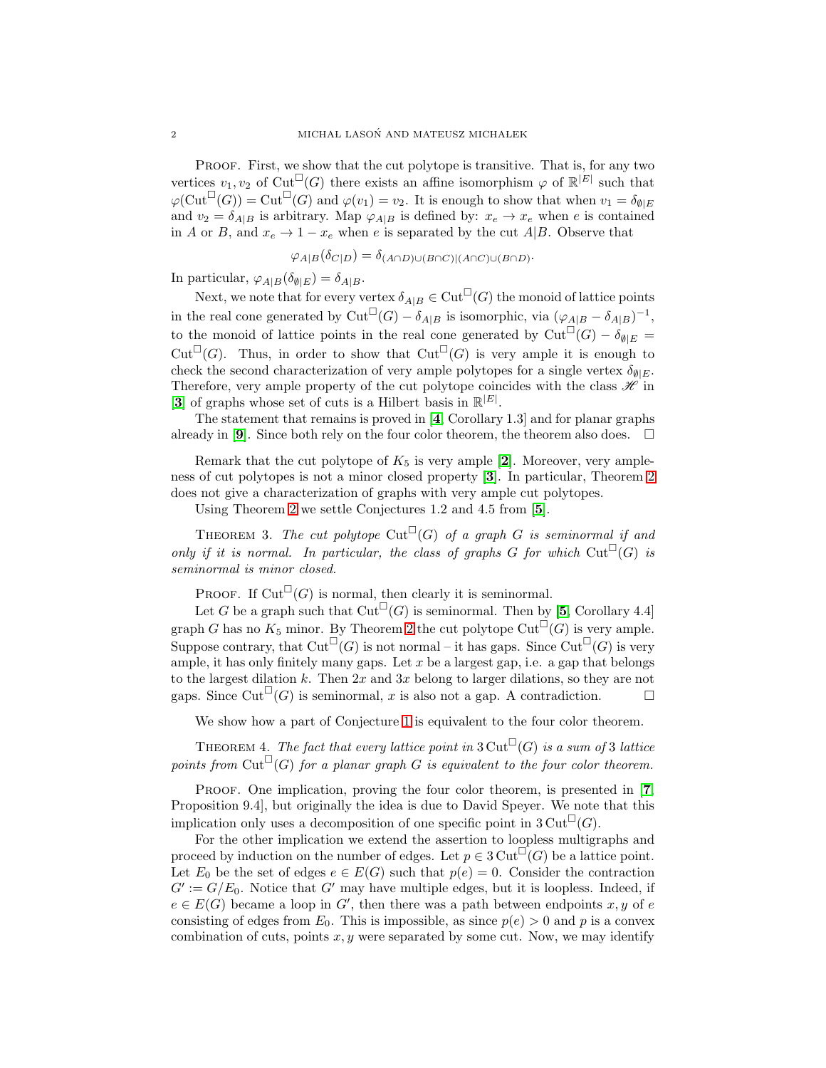Proof. First, we show that the cut polytope is transitive. That is, for any two vertices $v_1, v_2$ of $\mathrm{Cut}^\square(G)$ there exists an affine isomorphism $\varphi$ of $\mathbb{R}^{|E|}$ such that $\varphi(\mathrm{Cut}^\square(G)) = \mathrm{Cut}^\square(G)$ and $\varphi(v_1) = v_2$. It is enough to show that when $v_1 = \delta_{\emptyset|E}$ and $v_2 = \delta_{A|B}$ is arbitrary. Map $\varphi_{A|B}$ is defined by: $x_e \to x_e$ when $e$ is contained in $A$ or $B$, and $x_e \to 1 - x_e$ when $e$ is separated by the cut $A|B$. Observe that

$$\varphi_{A|B}(\delta_{C|D}) = \delta_{(A\cap D)\cup(B\cap C)|(A\cap C)\cup(B\cap D)}.$$

In particular, $\varphi_{A|B}(\delta_{\emptyset|E}) = \delta_{A|B}$.

Next, we note that for every vertex $\delta_{A|B} \in \mathrm{Cut}^\square(G)$ the monoid of lattice points in the real cone generated by $\mathrm{Cut}^\square(G) - \delta_{A|B}$ is isomorphic, via $(\varphi_{A|B} - \delta_{A|B})^{-1}$, to the monoid of lattice points in the real cone generated by $\mathrm{Cut}^\square(G) - \delta_{\emptyset|E} = \mathrm{Cut}^\square(G)$. Thus, in order to show that $\mathrm{Cut}^\square(G)$ is very ample it is enough to check the second characterization of very ample polytopes for a single vertex $\delta_{\emptyset|E}$. Therefore, very ample property of the cut polytope coincides with the class $\mathscr{H}$ in [**3**] of graphs whose set of cuts is a Hilbert basis in $\mathbb{R}^{|E|}$.

The statement that remains is proved in [**4**, Corollary 1.3] and for planar graphs already in [**9**]. Since both rely on the four color theorem, the theorem also does. $\square$

Remark that the cut polytope of $K_5$ is very ample [**2**]. Moreover, very ampleness of cut polytopes is not a minor closed property [**3**]. In particular, Theorem 2 does not give a characterization of graphs with very ample cut polytopes.

Using Theorem 2 we settle Conjectures 1.2 and 4.5 from [**5**].

Theorem 3. *The cut polytope $\mathrm{Cut}^\square(G)$ of a graph $G$ is seminormal if and only if it is normal. In particular, the class of graphs $G$ for which $\mathrm{Cut}^\square(G)$ is seminormal is minor closed.*

Proof. If $\mathrm{Cut}^\square(G)$ is normal, then clearly it is seminormal.

Let $G$ be a graph such that $\mathrm{Cut}^\square(G)$ is seminormal. Then by [**5**, Corollary 4.4] graph $G$ has no $K_5$ minor. By Theorem 2 the cut polytope $\mathrm{Cut}^\square(G)$ is very ample. Suppose contrary, that $\mathrm{Cut}^\square(G)$ is not normal – it has gaps. Since $\mathrm{Cut}^\square(G)$ is very ample, it has only finitely many gaps. Let $x$ be a largest gap, i.e. a gap that belongs to the largest dilation $k$. Then $2x$ and $3x$ belong to larger dilations, so they are not gaps. Since $\mathrm{Cut}^\square(G)$ is seminormal, $x$ is also not a gap. A contradiction. $\square$

We show how a part of Conjecture 1 is equivalent to the four color theorem.

Theorem 4. *The fact that every lattice point in $3\,\mathrm{Cut}^\square(G)$ is a sum of 3 lattice points from $\mathrm{Cut}^\square(G)$ for a planar graph $G$ is equivalent to the four color theorem.*

Proof. One implication, proving the four color theorem, is presented in [**7**, Proposition 9.4], but originally the idea is due to David Speyer. We note that this implication only uses a decomposition of one specific point in $3\,\mathrm{Cut}^\square(G)$.

For the other implication we extend the assertion to loopless multigraphs and proceed by induction on the number of edges. Let $p \in 3\,\mathrm{Cut}^\square(G)$ be a lattice point. Let $E_0$ be the set of edges $e \in E(G)$ such that $p(e) = 0$. Consider the contraction $G' := G/E_0$. Notice that $G'$ may have multiple edges, but it is loopless. Indeed, if $e \in E(G)$ became a loop in $G'$, then there was a path between endpoints $x, y$ of $e$ consisting of edges from $E_0$. This is impossible, as since $p(e) > 0$ and $p$ is a convex combination of cuts, points $x, y$ were separated by some cut. Now, we may identify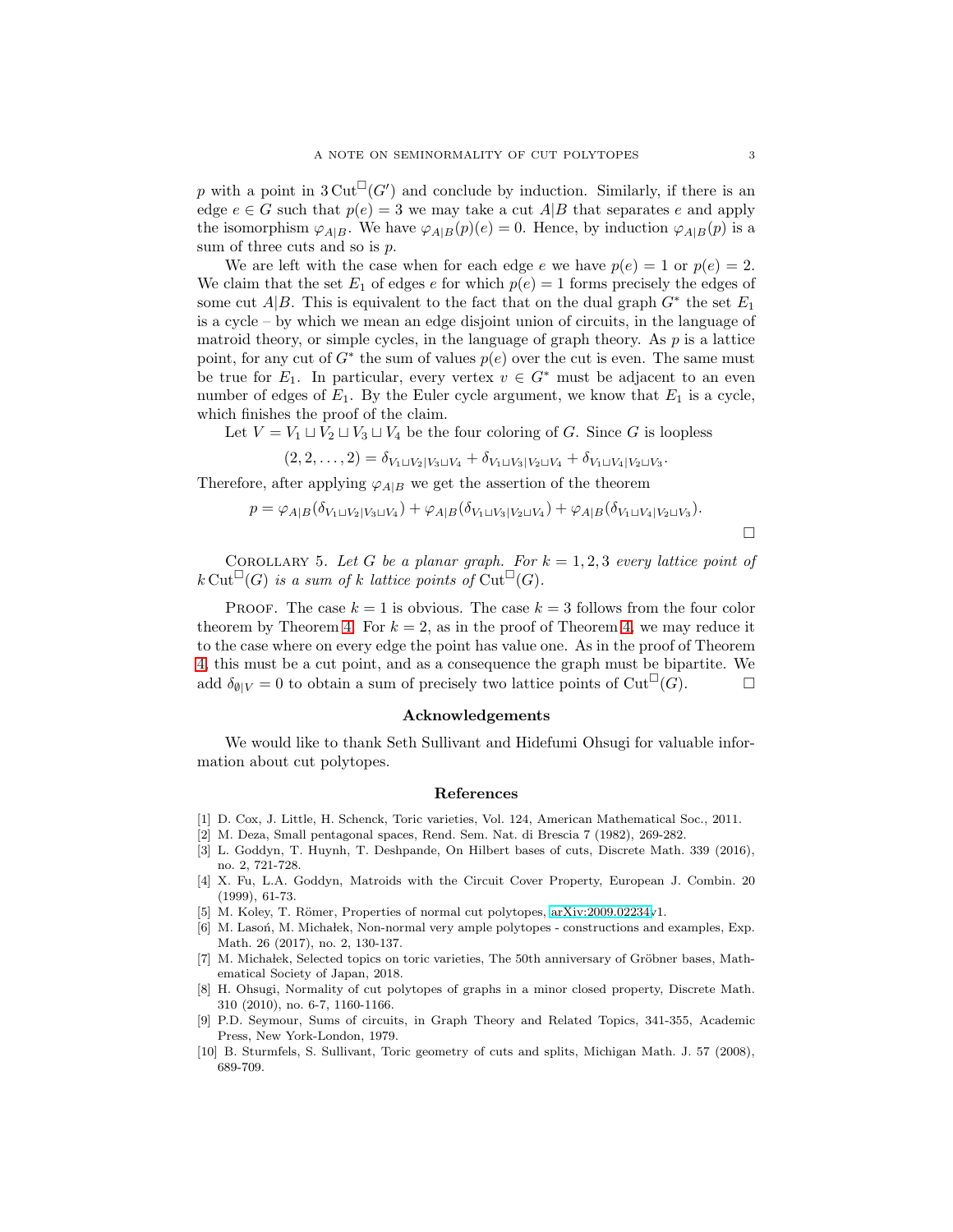$p$ with a point in $3\,\mathrm{Cut}^{\square}(G')$ and conclude by induction. Similarly, if there is an edge $e \in G$ such that $p(e) = 3$ we may take a cut $A|B$ that separates $e$ and apply the isomorphism $\varphi_{A|B}$. We have $\varphi_{A|B}(p)(e) = 0$. Hence, by induction $\varphi_{A|B}(p)$ is a sum of three cuts and so is $p$.

We are left with the case when for each edge $e$ we have $p(e) = 1$ or $p(e) = 2$. We claim that the set $E_1$ of edges $e$ for which $p(e) = 1$ forms precisely the edges of some cut $A|B$. This is equivalent to the fact that on the dual graph $G^*$ the set $E_1$ is a cycle – by which we mean an edge disjoint union of circuits, in the language of matroid theory, or simple cycles, in the language of graph theory. As $p$ is a lattice point, for any cut of $G^*$ the sum of values $p(e)$ over the cut is even. The same must be true for $E_1$. In particular, every vertex $v \in G^*$ must be adjacent to an even number of edges of $E_1$. By the Euler cycle argument, we know that $E_1$ is a cycle, which finishes the proof of the claim.

Let $V = V_1 \sqcup V_2 \sqcup V_3 \sqcup V_4$ be the four coloring of $G$. Since $G$ is loopless

$$(2, 2, \dots, 2) = \delta_{V_1 \sqcup V_2 | V_3 \sqcup V_4} + \delta_{V_1 \sqcup V_3 | V_2 \sqcup V_4} + \delta_{V_1 \sqcup V_4 | V_2 \sqcup V_3}.$$

Therefore, after applying $\varphi_{A|B}$ we get the assertion of the theorem

$$p = \varphi_{A|B}(\delta_{V_1 \sqcup V_2 | V_3 \sqcup V_4}) + \varphi_{A|B}(\delta_{V_1 \sqcup V_3 | V_2 \sqcup V_4}) + \varphi_{A|B}(\delta_{V_1 \sqcup V_4 | V_2 \sqcup V_3}).$$

□

COROLLARY 5. *Let $G$ be a planar graph. For $k = 1, 2, 3$ every lattice point of $k\,\mathrm{Cut}^{\square}(G)$ is a sum of $k$ lattice points of $\mathrm{Cut}^{\square}(G)$.*

PROOF. The case $k = 1$ is obvious. The case $k = 3$ follows from the four color theorem by Theorem 4. For $k = 2$, as in the proof of Theorem 4, we may reduce it to the case where on every edge the point has value one. As in the proof of Theorem 4, this must be a cut point, and as a consequence the graph must be bipartite. We add $\delta_{\emptyset|V} = 0$ to obtain a sum of precisely two lattice points of $\mathrm{Cut}^{\square}(G)$. □

## Acknowledgements

We would like to thank Seth Sullivant and Hidefumi Ohsugi for valuable information about cut polytopes.

## References

[1] D. Cox, J. Little, H. Schenck, Toric varieties, Vol. 124, American Mathematical Soc., 2011.

[2] M. Deza, Small pentagonal spaces, Rend. Sem. Nat. di Brescia 7 (1982), 269-282.

[3] L. Goddyn, T. Huynh, T. Deshpande, On Hilbert bases of cuts, Discrete Math. 339 (2016), no. 2, 721-728.

[4] X. Fu, L.A. Goddyn, Matroids with the Circuit Cover Property, European J. Combin. 20 (1999), 61-73.

[5] M. Koley, T. Römer, Properties of normal cut polytopes, arXiv:2009.02234v1.

[6] M. Lasoń, M. Michałek, Non-normal very ample polytopes - constructions and examples, Exp. Math. 26 (2017), no. 2, 130-137.

[7] M. Michałek, Selected topics on toric varieties, The 50th anniversary of Gröbner bases, Mathematical Society of Japan, 2018.

[8] H. Ohsugi, Normality of cut polytopes of graphs in a minor closed property, Discrete Math. 310 (2010), no. 6-7, 1160-1166.

[9] P.D. Seymour, Sums of circuits, in Graph Theory and Related Topics, 341-355, Academic Press, New York-London, 1979.

[10] B. Sturmfels, S. Sullivant, Toric geometry of cuts and splits, Michigan Math. J. 57 (2008), 689-709.